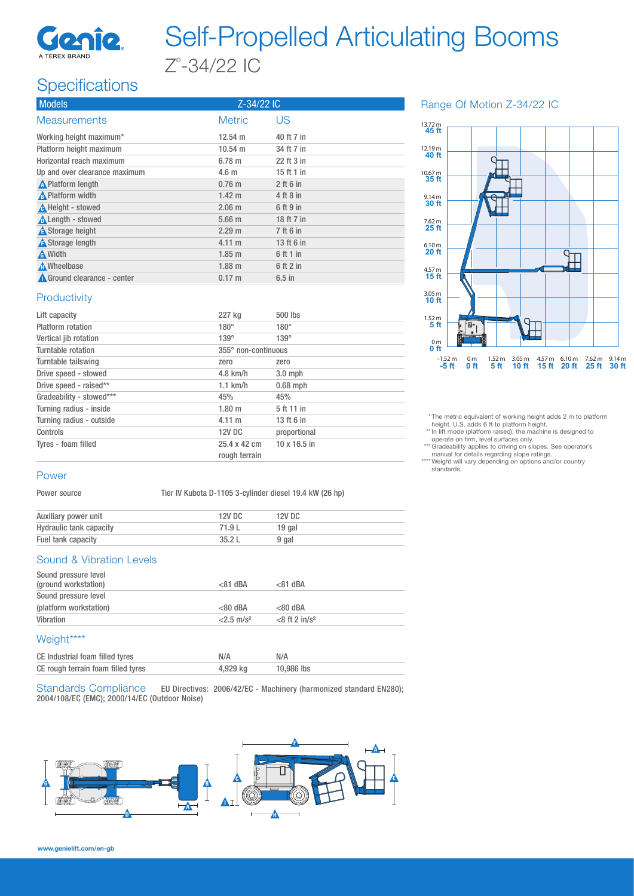# Self-Propelled Articulating Booms

## Z®-34/22 IC

## Specifications

| Models | Z-34/22 IC | |
|---|---|---|
| **Measurements** | **Metric** | **US** |
| Working height maximum* | 12.54 m | 40 ft 7 in |
| Platform height maximum | 10.54 m | 34 ft 7 in |
| Horizontal reach maximum | 6.78 m | 22 ft 3 in |
| Up and over clearance maximum | 4.6 m | 15 ft 1 in |
| A Platform length | 0.76 m | 2 ft 6 in |
| B Platform width | 1.42 m | 4 ft 8 in |
| C Height - stowed | 2.06 m | 6 ft 9 in |
| D Length - stowed | 5.66 m | 18 ft 7 in |
| E Storage height | 2.29 m | 7 ft 6 in |
| F Storage length | 4.11 m | 13 ft 6 in |
| G Width | 1.85 m | 6 ft 1 in |
| H Wheelbase | 1.88 m | 6 ft 2 in |
| I Ground clearance - center | 0.17 m | 6.5 in |

### Productivity

| | | |
|---|---|---|
| Lift capacity | 227 kg | 500 lbs |
| Platform rotation | 180° | 180° |
| Vertical jib rotation | 139° | 139° |
| Turntable rotation | 355° non-continuous | |
| Turntable tailswing | zero | zero |
| Drive speed - stowed | 4.8 km/h | 3.0 mph |
| Drive speed - raised** | 1.1 km/h | 0.68 mph |
| Gradeability - stowed*** | 45% | 45% |
| Turning radius - inside | 1.80 m | 5 ft 11 in |
| Turning radius - outside | 4.11 m | 13 ft 6 in |
| Controls | 12V DC | proportional |
| Tyres - foam filled | 25.4 x 42 cm rough terrain | 10 x 16.5 in |

### Power

Power source: Tier IV Kubota D-1105 3-cylinder diesel 19.4 kW (26 hp)

| | | |
|---|---|---|
| Auxiliary power unit | 12V DC | 12V DC |
| Hydraulic tank capacity | 71.9 L | 19 gal |
| Fuel tank capacity | 35.2 L | 9 gal |

### Sound & Vibration Levels

| | | |
|---|---|---|
| Sound pressure level (ground workstation) | <81 dBA | <81 dBA |
| Sound pressure level (platform workstation) | <80 dBA | <80 dBA |
| Vibration | <2.5 m/s² | <8 ft 2 in/s² |

### Weight****

| | | |
|---|---|---|
| CE Industrial foam filled tyres | N/A | N/A |
| CE rough terrain foam filled tyres | 4,929 kg | 10,986 lbs |

### Standards Compliance

EU Directives: 2006/42/EC - Machinery (harmonized standard EN280); 2004/108/EC (EMC); 2000/14/EC (Outdoor Noise)

### Range Of Motion Z-34/22 IC

\* The metric equivalent of working height adds 2 m to platform height. U.S. adds 6 ft to platform height.

\*\* In lift mode (platform raised), the machine is designed to operate on firm, level surfaces only.

\*\*\* Gradeability applies to driving on slopes. See operator's manual for details regarding slope ratings.

\*\*\*\* Weight will vary depending on options and/or country standards.

www.genielift.com/en-gb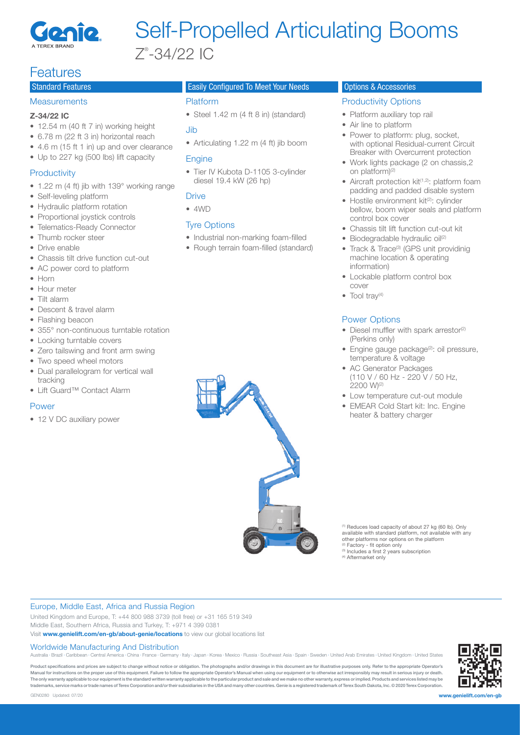# Self-Propelled Articulating Booms

Z®-34/22 IC

## Features

### Standard Features

#### Measurements

**Z-34/22 IC**

- 12.54 m (40 ft 7 in) working height
- 6.78 m (22 ft 3 in) horizontal reach
- 4.6 m (15 ft 1 in) up and over clearance
- Up to 227 kg (500 lbs) lift capacity

#### Productivity

- 1.22 m (4 ft) jib with 139° working range
- Self-leveling platform
- Hydraulic platform rotation
- Proportional joystick controls
- Telematics-Ready Connector
- Thumb rocker steer
- Drive enable
- Chassis tilt drive function cut-out
- AC power cord to platform
- Horn
- Hour meter
- Tilt alarm
- Descent & travel alarm
- Flashing beacon
- 355° non-continuous turntable rotation
- Locking turntable covers
- Zero tailswing and front arm swing
- Two speed wheel motors
- Dual parallelogram for vertical wall tracking
- Lift Guard™ Contact Alarm

#### Power

- 12 V DC auxiliary power

### Easily Configured To Meet Your Needs

#### Platform

- Steel 1.42 m (4 ft 8 in) (standard)

#### Jib

- Articulating 1.22 m (4 ft) jib boom

#### Engine

- Tier IV Kubota D-1105 3-cylinder diesel 19.4 kW (26 hp)

#### Drive

- 4WD

#### Tyre Options

- Industrial non-marking foam-filled
- Rough terrain foam-filled (standard)

### Options & Accessories

#### Productivity Options

- Platform auxiliary top rail
- Air line to platform
- Power to platform: plug, socket, with optional Residual-current Circuit Breaker with Overcurrent protection
- Work lights package (2 on chassis,2 on platform)[2]
- Aircraft protection kit[1,2]: platform foam padding and padded disable system
- Hostile environment kit[2]: cylinder bellow, boom wiper seals and platform control box cover
- Chassis tilt lift function cut-out kit
- Biodegradable hydraulic oil[2]
- Track & Trace[3] (GPS unit providinig machine location & operating information)
- Lockable platform control box cover
- Tool tray[4]

#### Power Options

- Diesel muffler with spark arrestor[2] (Perkins only)
- Engine gauge package[2]: oil pressure, temperature & voltage
- AC Generator Packages (110 V / 60 Hz - 220 V / 50 Hz, 2200 W)[2]
- Low temperature cut-out module
- EMEAR Cold Start kit: Inc. Engine heater & battery charger

(1) Reduces load capacity of about 27 kg (60 lb). Only available with standard platform, not available with any other platforms nor options on the platform
(2) Factory - fit option only
(3) Includes a first 2 years subscription
(4) Aftermarket only

### Europe, Middle East, Africa and Russia Region

United Kingdom and Europe, T: +44 800 988 3739 (toll free) or +31 165 519 349
Middle East, Southern Africa, Russia and Turkey, T: +971 4 399 0381
Visit **www.genielift.com/en-gb/about-genie/locations** to view our global locations list

### Worldwide Manufacturing And Distribution

Australia · Brazil · Caribbean · Central America · China · France · Germany · Italy · Japan · Korea · Mexico · Russia · Southeast Asia · Spain · Sweden · United Arab Emirates · United Kingdom · United States

Product specifications and prices are subject to change without notice or obligation. The photographs and/or drawings in this document are for illustrative purposes only. Refer to the appropriate Operator's Manual for instructions on the proper use of this equipment. Failure to follow the appropriate Operator's Manual when using our equipment or to otherwise act irresponsibly may result in serious injury or death. The only warranty applicable to our equipment is the standard written warranty applicable to the particular product and sale and we make no other warranty, express or implied. Products and services listed may be trademarks, service marks or trade names of Terex Corporation and/or their subsidiaries in the USA and many other countries. Genie is a registered trademark of Terex South Dakota, Inc. © 2020 Terex Corporation.

GEN0280 Updated: 07/20

**www.genielift.com/en-gb**